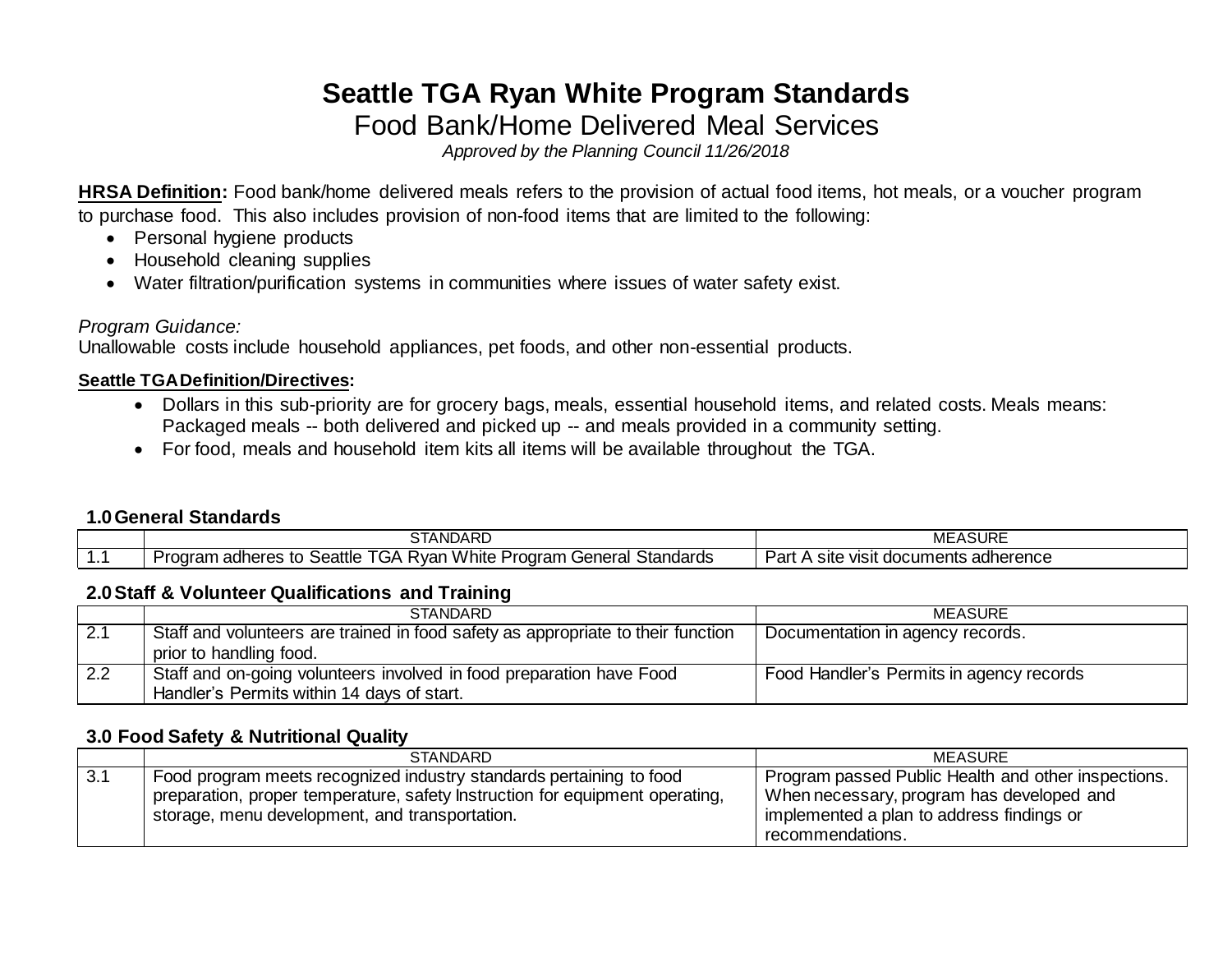# Seattle TGA Ryan White Program Standards

## Food Bank/Home Delivered Meal Services

*Approved by the Planning Council 11/26/2018*

**HRSA Definition:** Food bank/home delivered meals refers to the provision of actual food items, hot meals, or a voucher program to purchase food. This also includes provision of non-food items that are limited to the following:

- Personal hygiene products
- Household cleaning supplies
- Water filtration/purification systems in communities where issues of water safety exist.

*Program Guidance:*
Unallowable costs include household appliances, pet foods, and other non-essential products.

**Seattle TGA Definition/Directives:**

- Dollars in this sub-priority are for grocery bags, meals, essential household items, and related costs. Meals means: Packaged meals -- both delivered and picked up -- and meals provided in a community setting.
- For food, meals and household item kits all items will be available throughout the TGA.

### 1.0 General Standards

| | STANDARD | MEASURE |
|---|---|---|
| 1.1 | Program adheres to Seattle TGA Ryan White Program General Standards | Part A site visit documents adherence |

### 2.0 Staff & Volunteer Qualifications and Training

| | STANDARD | MEASURE |
|---|---|---|
| 2.1 | Staff and volunteers are trained in food safety as appropriate to their function prior to handling food. | Documentation in agency records. |
| 2.2 | Staff and on-going volunteers involved in food preparation have Food Handler's Permits within 14 days of start. | Food Handler's Permits in agency records |

### 3.0 Food Safety & Nutritional Quality

| | STANDARD | MEASURE |
|---|---|---|
| 3.1 | Food program meets recognized industry standards pertaining to food preparation, proper temperature, safety Instruction for equipment operating, storage, menu development, and transportation. | Program passed Public Health and other inspections. When necessary, program has developed and implemented a plan to address findings or recommendations. |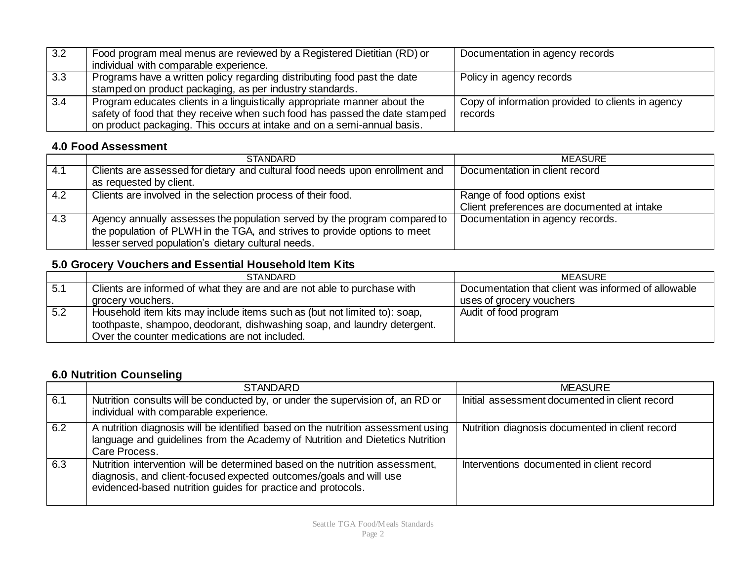| | | |
|---|---|---|
| 3.2 | Food program meal menus are reviewed by a Registered Dietitian (RD) or individual with comparable experience. | Documentation in agency records |
| 3.3 | Programs have a written policy regarding distributing food past the date stamped on product packaging, as per industry standards. | Policy in agency records |
| 3.4 | Program educates clients in a linguistically appropriate manner about the safety of food that they receive when such food has passed the date stamped on product packaging. This occurs at intake and on a semi-annual basis. | Copy of information provided to clients in agency records |

### 4.0 Food Assessment

| | STANDARD | MEASURE |
|---|---|---|
| 4.1 | Clients are assessed for dietary and cultural food needs upon enrollment and as requested by client. | Documentation in client record |
| 4.2 | Clients are involved in the selection process of their food. | Range of food options exist<br>Client preferences are documented at intake |
| 4.3 | Agency annually assesses the population served by the program compared to the population of PLWH in the TGA, and strives to provide options to meet lesser served population's dietary cultural needs. | Documentation in agency records. |

### 5.0 Grocery Vouchers and Essential Household Item Kits

| | STANDARD | MEASURE |
|---|---|---|
| 5.1 | Clients are informed of what they are and are not able to purchase with grocery vouchers. | Documentation that client was informed of allowable uses of grocery vouchers |
| 5.2 | Household item kits may include items such as (but not limited to): soap, toothpaste, shampoo, deodorant, dishwashing soap, and laundry detergent. Over the counter medications are not included. | Audit of food program |

### 6.0 Nutrition Counseling

| | STANDARD | MEASURE |
|---|---|---|
| 6.1 | Nutrition consults will be conducted by, or under the supervision of, an RD or individual with comparable experience. | Initial assessment documented in client record |
| 6.2 | A nutrition diagnosis will be identified based on the nutrition assessment using language and guidelines from the Academy of Nutrition and Dietetics Nutrition Care Process. | Nutrition diagnosis documented in client record |
| 6.3 | Nutrition intervention will be determined based on the nutrition assessment, diagnosis, and client-focused expected outcomes/goals and will use evidenced-based nutrition guides for practice and protocols. | Interventions documented in client record |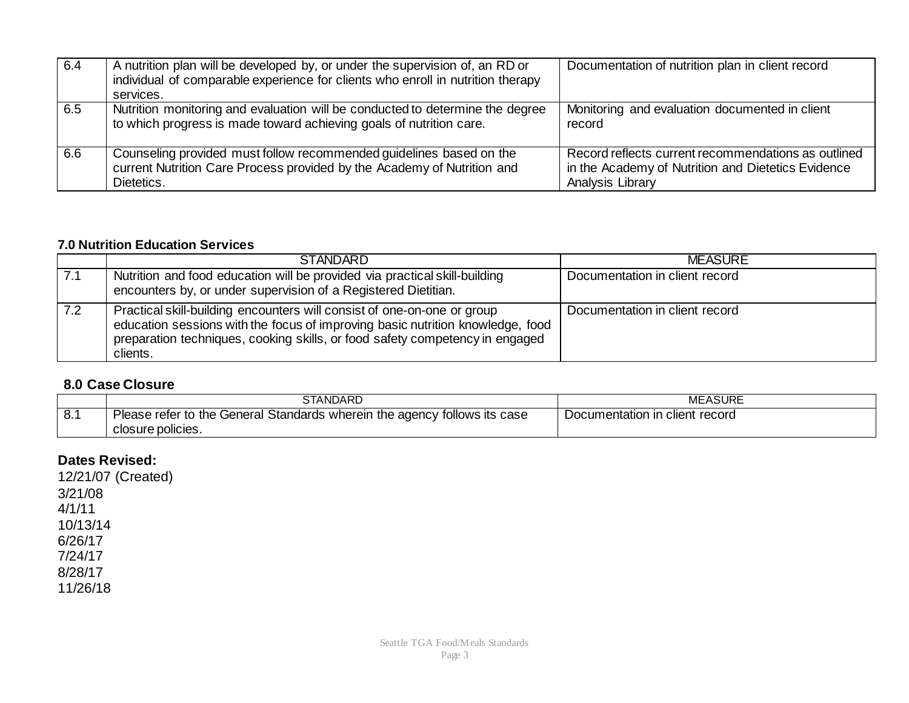| | | |
|---|---|---|
| 6.4 | A nutrition plan will be developed by, or under the supervision of, an RD or individual of comparable experience for clients who enroll in nutrition therapy services. | Documentation of nutrition plan in client record |
| 6.5 | Nutrition monitoring and evaluation will be conducted to determine the degree to which progress is made toward achieving goals of nutrition care. | Monitoring and evaluation documented in client record |
| 6.6 | Counseling provided must follow recommended guidelines based on the current Nutrition Care Process provided by the Academy of Nutrition and Dietetics. | Record reflects current recommendations as outlined in the Academy of Nutrition and Dietetics Evidence Analysis Library |

**7.0 Nutrition Education Services**

| | STANDARD | MEASURE |
|---|---|---|
| 7.1 | Nutrition and food education will be provided via practical skill-building encounters by, or under supervision of a Registered Dietitian. | Documentation in client record |
| 7.2 | Practical skill-building encounters will consist of one-on-one or group education sessions with the focus of improving basic nutrition knowledge, food preparation techniques, cooking skills, or food safety competency in engaged clients. | Documentation in client record |

**8.0 Case Closure**

| | STANDARD | MEASURE |
|---|---|---|
| 8.1 | Please refer to the General Standards wherein the agency follows its case closure policies. | Documentation in client record |

**Dates Revised:**

12/21/07 (Created)
3/21/08
4/1/11
10/13/14
6/26/17
7/24/17
8/28/17
11/26/18